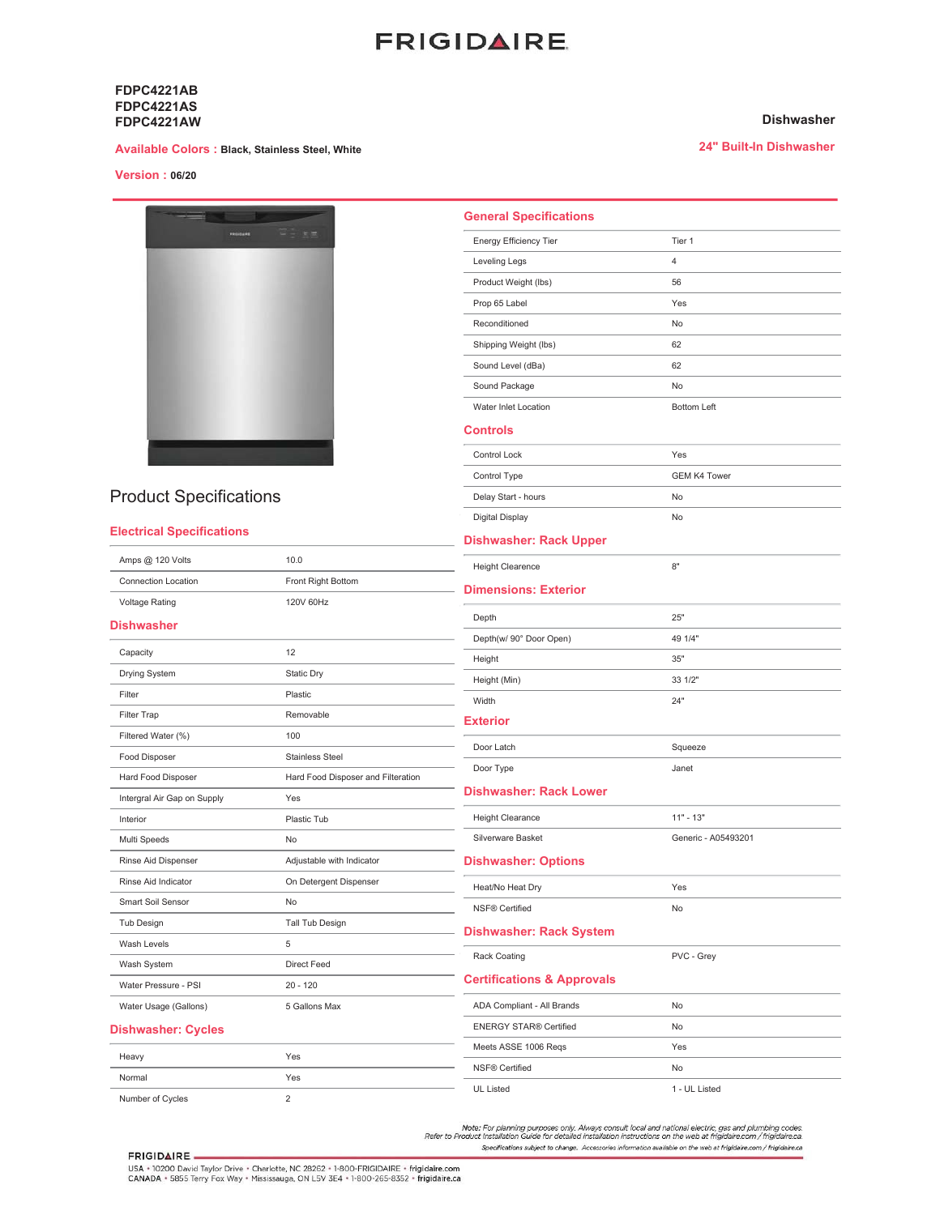# FRIGIDAIRE

**FDPC4221AB**
**FDPC4221AS**
**FDPC4221AW**

**Available Colors :** **Black, Stainless Steel, White**

**Version :** **06/20**

**Dishwasher**

**24" Built-In Dishwasher**

## Product Specifications

### Electrical Specifications

| | |
|---|---|
| Amps @ 120 Volts | 10.0 |
| Connection Location | Front Right Bottom |
| Voltage Rating | 120V 60Hz |

### Dishwasher

| | |
|---|---|
| Capacity | 12 |
| Drying System | Static Dry |
| Filter | Plastic |
| Filter Trap | Removable |
| Filtered Water (%) | 100 |
| Food Disposer | Stainless Steel |
| Hard Food Disposer | Hard Food Disposer and Filteration |
| Intergral Air Gap on Supply | Yes |
| Interior | Plastic Tub |
| Multi Speeds | No |
| Rinse Aid Dispenser | Adjustable with Indicator |
| Rinse Aid Indicator | On Detergent Dispenser |
| Smart Soil Sensor | No |
| Tub Design | Tall Tub Design |
| Wash Levels | 5 |
| Wash System | Direct Feed |
| Water Pressure - PSI | 20 - 120 |
| Water Usage (Gallons) | 5 Gallons Max |

### Dishwasher: Cycles

| | |
|---|---|
| Heavy | Yes |
| Normal | Yes |
| Number of Cycles | 2 |

### General Specifications

| | |
|---|---|
| Energy Efficiency Tier | Tier 1 |
| Leveling Legs | 4 |
| Product Weight (lbs) | 56 |
| Prop 65 Label | Yes |
| Reconditioned | No |
| Shipping Weight (lbs) | 62 |
| Sound Level (dBa) | 62 |
| Sound Package | No |
| Water Inlet Location | Bottom Left |

### Controls

| | |
|---|---|
| Control Lock | Yes |
| Control Type | GEM K4 Tower |
| Delay Start - hours | No |
| Digital Display | No |

### Dishwasher: Rack Upper

| | |
|---|---|
| Height Clearence | 8" |

### Dimensions: Exterior

| | |
|---|---|
| Depth | 25" |
| Depth(w/ 90° Door Open) | 49 1/4" |
| Height | 35" |
| Height (Min) | 33 1/2" |
| Width | 24" |

### Exterior

| | |
|---|---|
| Door Latch | Squeeze |
| Door Type | Janet |

### Dishwasher: Rack Lower

| | |
|---|---|
| Height Clearence | 11" - 13" |
| Silverware Basket | Generic - A05493201 |

### Dishwasher: Options

| | |
|---|---|
| Heat/No Heat Dry | Yes |
| NSF® Certified | No |

### Dishwasher: Rack System

| | |
|---|---|
| Rack Coating | PVC - Grey |

### Certifications & Approvals

| | |
|---|---|
| ADA Compliant - All Brands | No |
| ENERGY STAR® Certified | No |
| Meets ASSE 1006 Reqs | Yes |
| NSF® Certified | No |
| UL Listed | 1 - UL Listed |

*Note: For planning purposes only. Always consult local and national electric, gas and plumbing codes. Refer to Product Installation Guide for detailed installation instructions on the web at frigidaire.com / frigidaire.ca.*

*Specifications subject to change. Accessories information available on the web at frigidaire.com / frigidaire.ca*

FRIGIDAIRE
USA • 10200 David Taylor Drive • Charlotte, NC 28262 • 1-800-FRIGIDAIRE • frigidaire.com
CANADA • 5855 Terry Fox Way • Mississauga, ON L5V 3E4 • 1-800-265-8352 • frigidaire.ca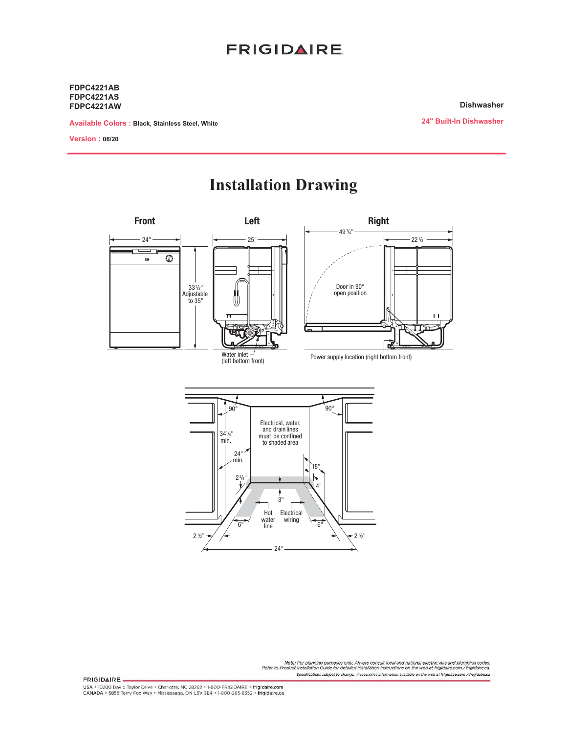FRIGIDAIRE

**FDPC4221AB**
**FDPC4221AS**
**FDPC4221AW**

**Dishwasher**

**Available Colors :** Black, Stainless Steel, White

**24" Built-In Dishwasher**

**Version :** 06/20

# Installation Drawing

Front

24"

33 1/2"
Adjustable
to 35"

Left

25"

Water inlet
(left bottom front)

Right

49 1/4"

22 1/2"

Door in 90°
open position

Power supply location (right bottom front)

90°

90°

Electrical, water, and drain lines must be confined to shaded area

34 1/4" min.

24" min.

18"

2 3/4"

4"

3"

Hot water line

Electrical wiring

6"

6"

2 1/2"

2 1/2"

24"

*Note: For planning purposes only. Always consult local and national electric, gas and plumbing codes. Refer to Product Installation Guide for detailed installation instructions on the web at frigidaire.com / frigidaire.ca*

*Specifications subject to change. Accessories information available on the web at frigidaire.com / frigidaire.ca*

FRIGIDAIRE

USA • 10200 David Taylor Drive • Charlotte, NC 28262 • 1-800-FRIGIDAIRE • **frigidaire.com**
CANADA • 5855 Terry Fox Way • Mississauga, ON L5V 3E4 • 1-800-265-8352 • **frigidaire.ca**